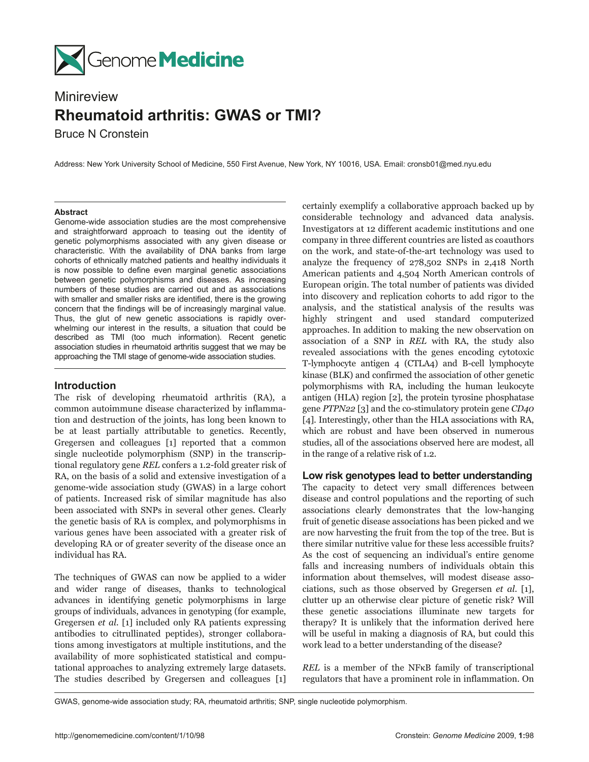Genome Medicine

Minireview

# Rheumatoid arthritis: GWAS or TMI?

Bruce N Cronstein

Address: New York University School of Medicine, 550 First Avenue, New York, NY 10016, USA. Email: cronsb01@med.nyu.edu

### Abstract

Genome-wide association studies are the most comprehensive and straightforward approach to teasing out the identity of genetic polymorphisms associated with any given disease or characteristic. With the availability of DNA banks from large cohorts of ethnically matched patients and healthy individuals it is now possible to define even marginal genetic associations between genetic polymorphisms and diseases. As increasing numbers of these studies are carried out and as associations with smaller and smaller risks are identified, there is the growing concern that the findings will be of increasingly marginal value. Thus, the glut of new genetic associations is rapidly overwhelming our interest in the results, a situation that could be described as TMI (too much information). Recent genetic association studies in rheumatoid arthritis suggest that we may be approaching the TMI stage of genome-wide association studies.

## Introduction

The risk of developing rheumatoid arthritis (RA), a common autoimmune disease characterized by inflammation and destruction of the joints, has long been known to be at least partially attributable to genetics. Recently, Gregersen and colleagues [1] reported that a common single nucleotide polymorphism (SNP) in the transcriptional regulatory gene *REL* confers a 1.2-fold greater risk of RA, on the basis of a solid and extensive investigation of a genome-wide association study (GWAS) in a large cohort of patients. Increased risk of similar magnitude has also been associated with SNPs in several other genes. Clearly the genetic basis of RA is complex, and polymorphisms in various genes have been associated with a greater risk of developing RA or of greater severity of the disease once an individual has RA.

The techniques of GWAS can now be applied to a wider and wider range of diseases, thanks to technological advances in identifying genetic polymorphisms in large groups of individuals, advances in genotyping (for example, Gregersen *et al.* [1] included only RA patients expressing antibodies to citrullinated peptides), stronger collaborations among investigators at multiple institutions, and the availability of more sophisticated statistical and computational approaches to analyzing extremely large datasets. The studies described by Gregersen and colleagues [1] certainly exemplify a collaborative approach backed up by considerable technology and advanced data analysis. Investigators at 12 different academic institutions and one company in three different countries are listed as coauthors on the work, and state-of-the-art technology was used to analyze the frequency of 278,502 SNPs in 2,418 North American patients and 4,504 North American controls of European origin. The total number of patients was divided into discovery and replication cohorts to add rigor to the analysis, and the statistical analysis of the results was highly stringent and used standard computerized approaches. In addition to making the new observation on association of a SNP in *REL* with RA, the study also revealed associations with the genes encoding cytotoxic T-lymphocyte antigen 4 (CTLA4) and B-cell lymphocyte kinase (BLK) and confirmed the association of other genetic polymorphisms with RA, including the human leukocyte antigen (HLA) region [2], the protein tyrosine phosphatase gene *PTPN22* [3] and the co-stimulatory protein gene *CD40* [4]. Interestingly, other than the HLA associations with RA, which are robust and have been observed in numerous studies, all of the associations observed here are modest, all in the range of a relative risk of 1.2.

## Low risk genotypes lead to better understanding

The capacity to detect very small differences between disease and control populations and the reporting of such associations clearly demonstrates that the low-hanging fruit of genetic disease associations has been picked and we are now harvesting the fruit from the top of the tree. But is there similar nutritive value for these less accessible fruits? As the cost of sequencing an individual's entire genome falls and increasing numbers of individuals obtain this information about themselves, will modest disease associations, such as those observed by Gregersen *et al.* [1], clutter up an otherwise clear picture of genetic risk? Will these genetic associations illuminate new targets for therapy? It is unlikely that the information derived here will be useful in making a diagnosis of RA, but could this work lead to a better understanding of the disease?

*REL* is a member of the NFκB family of transcriptional regulators that have a prominent role in inflammation. On

GWAS, genome-wide association study; RA, rheumatoid arthritis; SNP, single nucleotide polymorphism.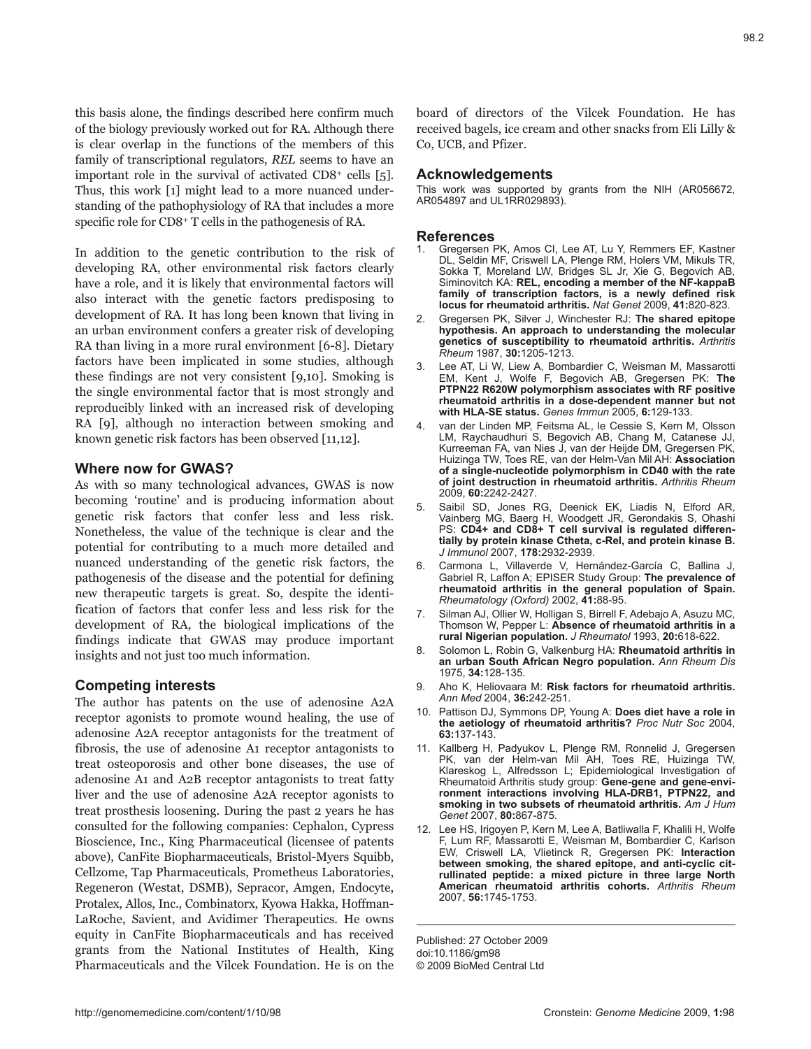this basis alone, the findings described here confirm much of the biology previously worked out for RA. Although there is clear overlap in the functions of the members of this family of transcriptional regulators, *REL* seems to have an important role in the survival of activated CD8+ cells [5]. Thus, this work [1] might lead to a more nuanced understanding of the pathophysiology of RA that includes a more specific role for CD8+ T cells in the pathogenesis of RA.

In addition to the genetic contribution to the risk of developing RA, other environmental risk factors clearly have a role, and it is likely that environmental factors will also interact with the genetic factors predisposing to development of RA. It has long been known that living in an urban environment confers a greater risk of developing RA than living in a more rural environment [6-8]. Dietary factors have been implicated in some studies, although these findings are not very consistent [9,10]. Smoking is the single environmental factor that is most strongly and reproducibly linked with an increased risk of developing RA [9], although no interaction between smoking and known genetic risk factors has been observed [11,12].

## Where now for GWAS?

As with so many technological advances, GWAS is now becoming 'routine' and is producing information about genetic risk factors that confer less and less risk. Nonetheless, the value of the technique is clear and the potential for contributing to a much more detailed and nuanced understanding of the genetic risk factors, the pathogenesis of the disease and the potential for defining new therapeutic targets is great. So, despite the identification of factors that confer less and less risk for the development of RA, the biological implications of the findings indicate that GWAS may produce important insights and not just too much information.

## Competing interests

The author has patents on the use of adenosine A2A receptor agonists to promote wound healing, the use of adenosine A2A receptor antagonists for the treatment of fibrosis, the use of adenosine A1 receptor antagonists to treat osteoporosis and other bone diseases, the use of adenosine A1 and A2B receptor antagonists to treat fatty liver and the use of adenosine A2A receptor agonists to treat prosthesis loosening. During the past 2 years he has consulted for the following companies: Cephalon, Cypress Bioscience, Inc., King Pharmaceutical (licensee of patents above), CanFite Biopharmaceuticals, Bristol-Myers Squibb, Cellzome, Tap Pharmaceuticals, Prometheus Laboratories, Regeneron (Westat, DSMB), Sepracor, Amgen, Endocyte, Protalex, Allos, Inc., Combinatorx, Kyowa Hakka, Hoffman-LaRoche, Savient, and Avidimer Therapeutics. He owns equity in CanFite Biopharmaceuticals and has received grants from the National Institutes of Health, King Pharmaceuticals and the Vilcek Foundation. He is on the board of directors of the Vilcek Foundation. He has received bagels, ice cream and other snacks from Eli Lilly & Co, UCB, and Pfizer.

## Acknowledgements

This work was supported by grants from the NIH (AR056672, AR054897 and UL1RR029893).

## References

1. Gregersen PK, Amos CI, Lee AT, Lu Y, Remmers EF, Kastner DL, Seldin MF, Criswell LA, Plenge RM, Holers VM, Mikuls TR, Sokka T, Moreland LW, Bridges SL Jr, Xie G, Begovich AB, Siminovitch KA: **REL, encoding a member of the NF-kappaB family of transcription factors, is a newly defined risk locus for rheumatoid arthritis.** *Nat Genet* 2009, **41:**820-823.
2. Gregersen PK, Silver J, Winchester RJ: **The shared epitope hypothesis. An approach to understanding the molecular genetics of susceptibility to rheumatoid arthritis.** *Arthritis Rheum* 1987, **30:**1205-1213.
3. Lee AT, Li W, Liew A, Bombardier C, Weisman M, Massarotti EM, Kent J, Wolfe F, Begovich AB, Gregersen PK: **The PTPN22 R620W polymorphism associates with RF positive rheumatoid arthritis in a dose-dependent manner but not with HLA-SE status.** *Genes Immun* 2005, **6:**129-133.
4. van der Linden MP, Feitsma AL, le Cessie S, Kern M, Olsson LM, Raychaudhuri S, Begovich AB, Chang M, Catanese JJ, Kurreeman FA, van Nies J, van der Heijde DM, Gregersen PK, Huizinga TW, Toes RE, van der Helm-Van Mil AH: **Association of a single-nucleotide polymorphism in CD40 with the rate of joint destruction in rheumatoid arthritis.** *Arthritis Rheum* 2009, **60:**2242-2427.
5. Saibil SD, Jones RG, Deenick EK, Liadis N, Elford AR, Vainberg MG, Baerg H, Woodgett JR, Gerondakis S, Ohashi PS: **CD4+ and CD8+ T cell survival is regulated differentially by protein kinase Ctheta, c-Rel, and protein kinase B.** *J Immunol* 2007, **178:**2932-2939.
6. Carmona L, Villaverde V, Hernández-García C, Ballina J, Gabriel R, Laffon A; EPISER Study Group: **The prevalence of rheumatoid arthritis in the general population of Spain.** *Rheumatology (Oxford)* 2002, **41:**88-95.
7. Silman AJ, Ollier W, Holligan S, Birrell F, Adebajo A, Asuzu MC, Thomson W, Pepper L: **Absence of rheumatoid arthritis in a rural Nigerian population.** *J Rheumatol* 1993, **20:**618-622.
8. Solomon L, Robin G, Valkenburg HA: **Rheumatoid arthritis in an urban South African Negro population.** *Ann Rheum Dis* 1975, **34:**128-135.
9. Aho K, Heliovaara M: **Risk factors for rheumatoid arthritis.** *Ann Med* 2004, **36:**242-251.
10. Pattison DJ, Symmons DP, Young A: **Does diet have a role in the aetiology of rheumatoid arthritis?** *Proc Nutr Soc* 2004, **63:**137-143.
11. Kallberg H, Padyukov L, Plenge RM, Ronnelid J, Gregersen PK, van der Helm-van Mil AH, Toes RE, Huizinga TW, Klareskog L, Alfredsson L; Epidemiological Investigation of Rheumatoid Arthritis study group: **Gene-gene and gene-environment interactions involving HLA-DRB1, PTPN22, and smoking in two subsets of rheumatoid arthritis.** *Am J Hum Genet* 2007, **80:**867-875.
12. Lee HS, Irigoyen P, Kern M, Lee A, Batliwalla F, Khalili H, Wolfe F, Lum RF, Massarotti E, Weisman M, Bombardier C, Karlson EW, Criswell LA, Vlietinck R, Gregersen PK: **Interaction between smoking, the shared epitope, and anti-cyclic citrullinated peptide: a mixed picture in three large North American rheumatoid arthritis cohorts.** *Arthritis Rheum* 2007, **56:**1745-1753.

Published: 27 October 2009
doi:10.1186/gm98
© 2009 BioMed Central Ltd